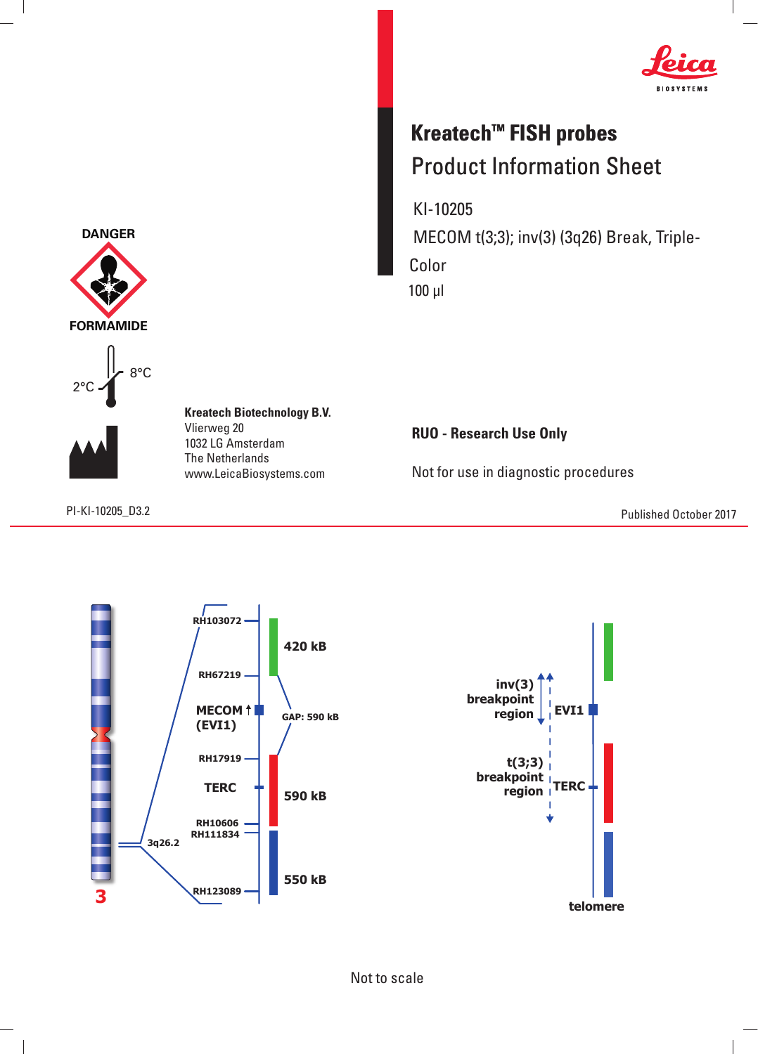Leica BIOSYSTEMS

# Kreatech™ FISH probes

## Product Information Sheet

KI-10205

MECOM t(3;3); inv(3) (3q26) Break, Triple-Color

100 µl

DANGER

FORMAMIDE

2°C 8°C

**Kreatech Biotechnology B.V.**
Vlierweg 20
1032 LG Amsterdam
The Netherlands
www.LeicaBiosystems.com

**RUO - Research Use Only**

Not for use in diagnostic procedures

PI-KI-10205_D3.2

Published October 2017

RH103072
420 kB
RH67219
MECOM (EVI1)
GAP: 590 kB
RH17919
TERC
590 kB
RH10606
RH111834
3q26.2
550 kB
RH123089
3

inv(3) breakpoint region
EVI1
t(3;3) breakpoint region
TERC
telomere

Not to scale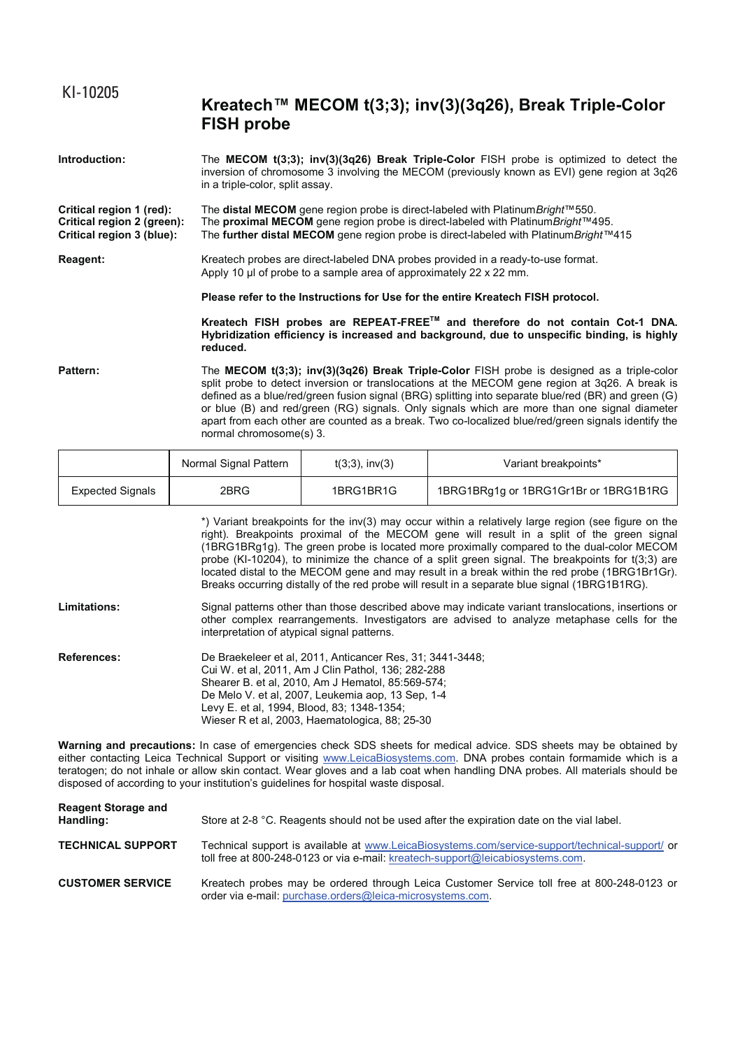KI-10205

# Kreatech™ MECOM t(3;3); inv(3)(3q26), Break Triple-Color FISH probe

**Introduction:** The **MECOM t(3;3); inv(3)(3q26) Break Triple-Color** FISH probe is optimized to detect the inversion of chromosome 3 involving the MECOM (previously known as EVI) gene region at 3q26 in a triple-color, split assay.

**Critical region 1 (red):** The **distal MECOM** gene region probe is direct-labeled with Platinum*Bright*™550.
**Critical region 2 (green):** The **proximal MECOM** gene region probe is direct-labeled with Platinum*Bright*™495.
**Critical region 3 (blue):** The **further distal MECOM** gene region probe is direct-labeled with Platinum*Bright*™415

**Reagent:** Kreatech probes are direct-labeled DNA probes provided in a ready-to-use format. Apply 10 µl of probe to a sample area of approximately 22 x 22 mm.

**Please refer to the Instructions for Use for the entire Kreatech FISH protocol.**

**Kreatech FISH probes are REPEAT-FREE™ and therefore do not contain Cot-1 DNA. Hybridization efficiency is increased and background, due to unspecific binding, is highly reduced.**

**Pattern:** The **MECOM t(3;3); inv(3)(3q26) Break Triple-Color** FISH probe is designed as a triple-color split probe to detect inversion or translocations at the MECOM gene region at 3q26. A break is defined as a blue/red/green fusion signal (BRG) splitting into separate blue/red (BR) and green (G) or blue (B) and red/green (RG) signals. Only signals which are more than one signal diameter apart from each other are counted as a break. Two co-localized blue/red/green signals identify the normal chromosome(s) 3.

| | Normal Signal Pattern | t(3;3), inv(3) | Variant breakpoints* |
|---|---|---|---|
| Expected Signals | 2BRG | 1BRG1BR1G | 1BRG1BRg1g or 1BRG1Gr1Br or 1BRG1B1RG |

*) Variant breakpoints for the inv(3) may occur within a relatively large region (see figure on the right). Breakpoints proximal of the MECOM gene will result in a split of the green signal (1BRG1BRg1g). The green probe is located more proximally compared to the dual-color MECOM probe (KI-10204), to minimize the chance of a split green signal. The breakpoints for t(3;3) are located distal to the MECOM gene and may result in a break within the red probe (1BRG1Br1Gr). Breaks occurring distally of the red probe will result in a separate blue signal (1BRG1B1RG).

**Limitations:** Signal patterns other than those described above may indicate variant translocations, insertions or other complex rearrangements. Investigators are advised to analyze metaphase cells for the interpretation of atypical signal patterns.

**References:**
De Braekeleer et al, 2011, Anticancer Res, 31; 3441-3448;
Cui W. et al, 2011, Am J Clin Pathol, 136; 282-288
Shearer B. et al, 2010, Am J Hematol, 85:569-574;
De Melo V. et al, 2007, Leukemia aop, 13 Sep, 1-4
Levy E. et al, 1994, Blood, 83; 1348-1354;
Wieser R et al, 2003, Haematologica, 88; 25-30

**Warning and precautions:** In case of emergencies check SDS sheets for medical advice. SDS sheets may be obtained by either contacting Leica Technical Support or visiting www.LeicaBiosystems.com. DNA probes contain formamide which is a teratogen; do not inhale or allow skin contact. Wear gloves and a lab coat when handling DNA probes. All materials should be disposed of according to your institution's guidelines for hospital waste disposal.

**Reagent Storage and Handling:** Store at 2-8 °C. Reagents should not be used after the expiration date on the vial label.

**TECHNICAL SUPPORT** Technical support is available at www.LeicaBiosystems.com/service-support/technical-support/ or toll free at 800-248-0123 or via e-mail: kreatech-support@leicabiosystems.com.

**CUSTOMER SERVICE** Kreatech probes may be ordered through Leica Customer Service toll free at 800-248-0123 or order via e-mail: purchase.orders@leica-microsystems.com.